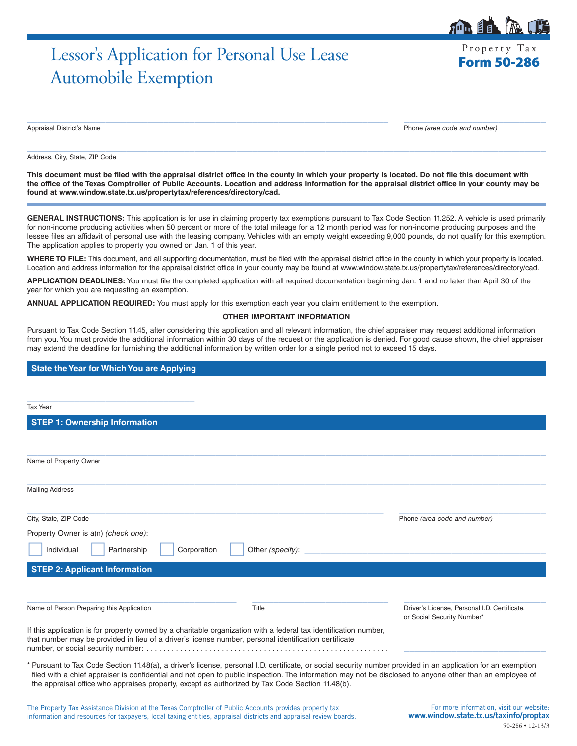# Lessor's Application for Personal Use Lease Automobile Exemption

**Property Tax**
**Form 50-286**

______________________________________________
Appraisal District's Name

______________________
Phone *(area code and number)*

______________________________________________
Address, City, State, ZIP Code

**This document must be filed with the appraisal district office in the county in which your property is located. Do not file this document with the office of the Texas Comptroller of Public Accounts. Location and address information for the appraisal district office in your county may be found at www.window.state.tx.us/propertytax/references/directory/cad.**

**GENERAL INSTRUCTIONS:** This application is for use in claiming property tax exemptions pursuant to Tax Code Section 11.252. A vehicle is used primarily for non-income producing activities when 50 percent or more of the total mileage for a 12 month period was for non-income producing purposes and the lessee files an affidavit of personal use with the leasing company. Vehicles with an empty weight exceeding 9,000 pounds, do not qualify for this exemption. The application applies to property you owned on Jan. 1 of this year.

**WHERE TO FILE:** This document, and all supporting documentation, must be filed with the appraisal district office in the county in which your property is located. Location and address information for the appraisal district office in your county may be found at www.window.state.tx.us/propertytax/references/directory/cad.

**APPLICATION DEADLINES:** You must file the completed application with all required documentation beginning Jan. 1 and no later than April 30 of the year for which you are requesting an exemption.

**ANNUAL APPLICATION REQUIRED:** You must apply for this exemption each year you claim entitlement to the exemption.

**OTHER IMPORTANT INFORMATION**

Pursuant to Tax Code Section 11.45, after considering this application and all relevant information, the chief appraiser may request additional information from you. You must provide the additional information within 30 days of the request or the application is denied. For good cause shown, the chief appraiser may extend the deadline for furnishing the additional information by written order for a single period not to exceed 15 days.

## State the Year for Which You are Applying

______________________
Tax Year

## STEP 1: Ownership Information

______________________________________________
Name of Property Owner

______________________________________________
Mailing Address

______________________________________________
City, State, ZIP Code

______________________
Phone *(area code and number)*

Property Owner is a(n) *(check one)*:

☐ Individual ☐ Partnership ☐ Corporation ☐ Other *(specify)*: ______________________

## STEP 2: Applicant Information

______________________
Name of Person Preparing this Application

______________________
Title

______________________
Driver's License, Personal I.D. Certificate, or Social Security Number*

If this application is for property owned by a charitable organization with a federal tax identification number, that number may be provided in lieu of a driver's license number, personal identification certificate number, or social security number: ........................................................ ______________________

\* Pursuant to Tax Code Section 11.48(a), a driver's license, personal I.D. certificate, or social security number provided in an application for an exemption filed with a chief appraiser is confidential and not open to public inspection. The information may not be disclosed to anyone other than an employee of the appraisal office who appraises property, except as authorized by Tax Code Section 11.48(b).

The Property Tax Assistance Division at the Texas Comptroller of Public Accounts provides property tax information and resources for taxpayers, local taxing entities, appraisal districts and appraisal review boards.

For more information, visit our website: **www.window.state.tx.us/taxinfo/proptax**

50-286 • 12-13/3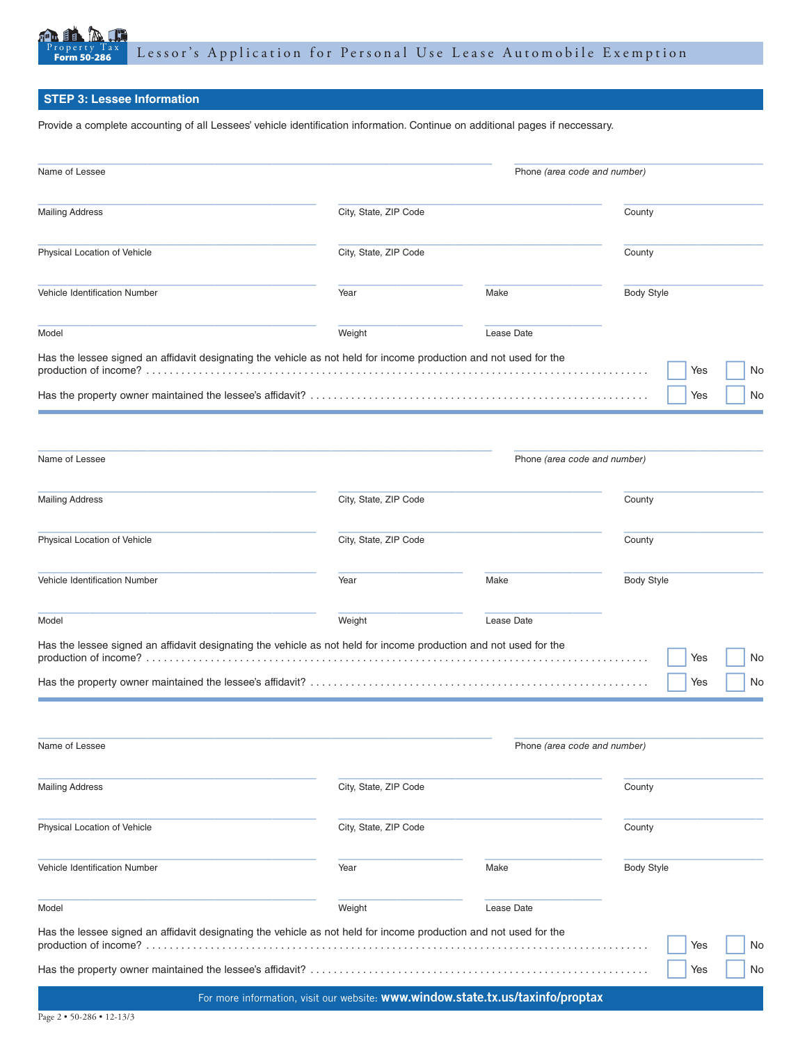## STEP 3: Lessee Information

Provide a complete accounting of all Lessees' vehicle identification information. Continue on additional pages if neccessary.

Name of Lessee ______________________ Phone *(area code and number)* ______________________

Mailing Address ______________________ City, State, ZIP Code ______________________ County ______________________

Physical Location of Vehicle ______________________ City, State, ZIP Code ______________________ County ______________________

Vehicle Identification Number ______________________ Year ______________________ Make ______________________ Body Style ______________________

Model ______________________ Weight ______________________ Lease Date ______________________

Has the lessee signed an affidavit designating the vehicle as not held for income production and not used for the production of income? ☐ Yes ☐ No

Has the property owner maintained the lessee's affidavit? ☐ Yes ☐ No

---

Name of Lessee ______________________ Phone *(area code and number)* ______________________

Mailing Address ______________________ City, State, ZIP Code ______________________ County ______________________

Physical Location of Vehicle ______________________ City, State, ZIP Code ______________________ County ______________________

Vehicle Identification Number ______________________ Year ______________________ Make ______________________ Body Style ______________________

Model ______________________ Weight ______________________ Lease Date ______________________

Has the lessee signed an affidavit designating the vehicle as not held for income production and not used for the production of income? ☐ Yes ☐ No

Has the property owner maintained the lessee's affidavit? ☐ Yes ☐ No

---

Name of Lessee ______________________ Phone *(area code and number)* ______________________

Mailing Address ______________________ City, State, ZIP Code ______________________ County ______________________

Physical Location of Vehicle ______________________ City, State, ZIP Code ______________________ County ______________________

Vehicle Identification Number ______________________ Year ______________________ Make ______________________ Body Style ______________________

Model ______________________ Weight ______________________ Lease Date ______________________

Has the lessee signed an affidavit designating the vehicle as not held for income production and not used for the production of income? ☐ Yes ☐ No

Has the property owner maintained the lessee's affidavit? ☐ Yes ☐ No

For more information, visit our website: **www.window.state.tx.us/taxinfo/proptax**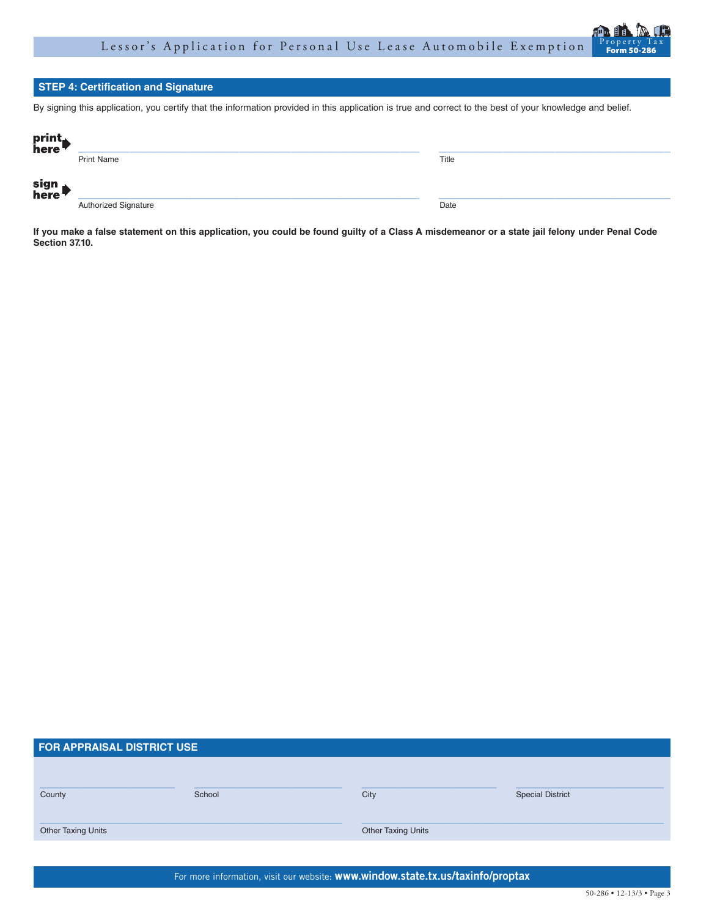## STEP 4: Certification and Signature

By signing this application, you certify that the information provided in this application is true and correct to the best of your knowledge and belief.

**print here** ➡

Print Name ____________________ Title ____________________

**sign here** ➡

Authorized Signature ____________________ Date ____________________

**If you make a false statement on this application, you could be found guilty of a Class A misdemeanor or a state jail felony under Penal Code Section 37.10.**

## FOR APPRAISAL DISTRICT USE

County ____________________ School ____________________ City ____________________ Special District ____________________

Other Taxing Units ____________________ Other Taxing Units ____________________

For more information, visit our website: **www.window.state.tx.us/taxinfo/proptax**